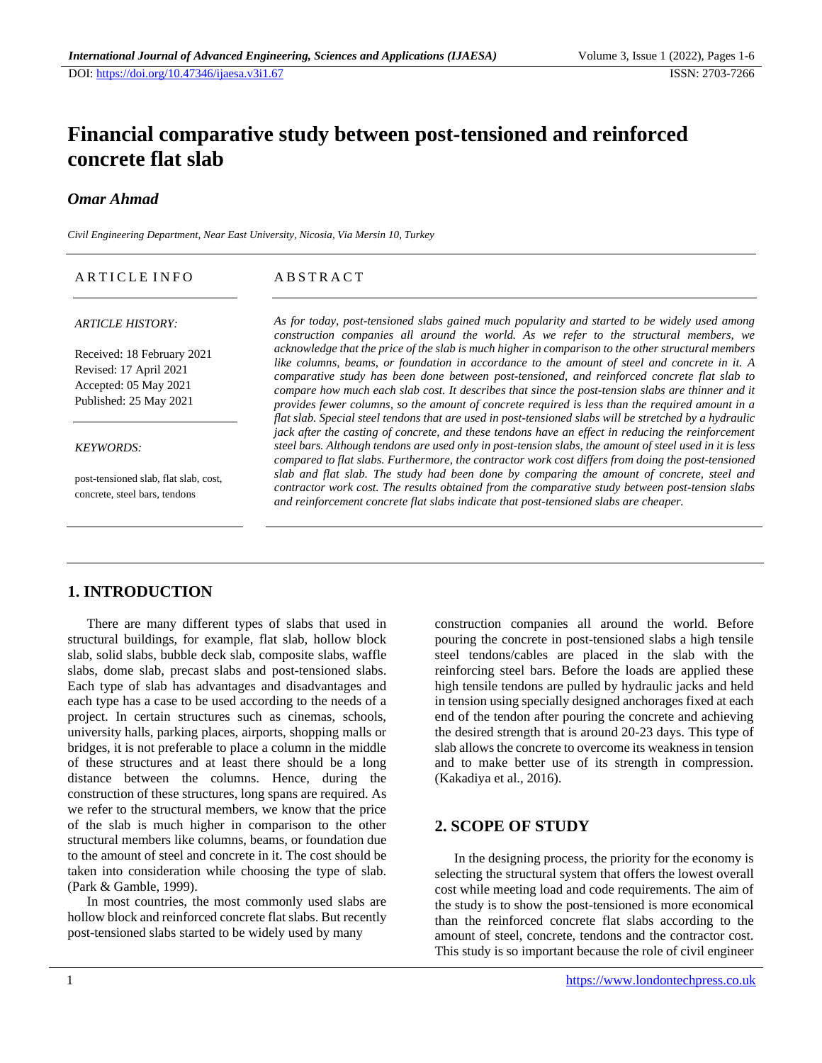DOI: https://doi.org/10.47346/ijaesa.v3i1.67

ISSN: 2703-7266

# Financial comparative study between post-tensioned and reinforced concrete flat slab

***Omar Ahmad***

*Civil Engineering Department, Near East University, Nicosia, Via Mersin 10, Turkey*

**ARTICLE INFO**

*ARTICLE HISTORY:*

Received: 18 February 2021
Revised: 17 April 2021
Accepted: 05 May 2021
Published: 25 May 2021

*KEYWORDS:*

post-tensioned slab, flat slab, cost, concrete, steel bars, tendons

**ABSTRACT**

*As for today, post-tensioned slabs gained much popularity and started to be widely used among construction companies all around the world. As we refer to the structural members, we acknowledge that the price of the slab is much higher in comparison to the other structural members like columns, beams, or foundation in accordance to the amount of steel and concrete in it. A comparative study has been done between post-tensioned, and reinforced concrete flat slab to compare how much each slab cost. It describes that since the post-tension slabs are thinner and it provides fewer columns, so the amount of concrete required is less than the required amount in a flat slab. Special steel tendons that are used in post-tensioned slabs will be stretched by a hydraulic jack after the casting of concrete, and these tendons have an effect in reducing the reinforcement steel bars. Although tendons are used only in post-tension slabs, the amount of steel used in it is less compared to flat slabs. Furthermore, the contractor work cost differs from doing the post-tensioned slab and flat slab. The study had been done by comparing the amount of concrete, steel and contractor work cost. The results obtained from the comparative study between post-tension slabs and reinforcement concrete flat slabs indicate that post-tensioned slabs are cheaper.*

## 1. INTRODUCTION

There are many different types of slabs that used in structural buildings, for example, flat slab, hollow block slab, solid slabs, bubble deck slab, composite slabs, waffle slabs, dome slab, precast slabs and post-tensioned slabs. Each type of slab has advantages and disadvantages and each type has a case to be used according to the needs of a project. In certain structures such as cinemas, schools, university halls, parking places, airports, shopping malls or bridges, it is not preferable to place a column in the middle of these structures and at least there should be a long distance between the columns. Hence, during the construction of these structures, long spans are required. As we refer to the structural members, we know that the price of the slab is much higher in comparison to the other structural members like columns, beams, or foundation due to the amount of steel and concrete in it. The cost should be taken into consideration while choosing the type of slab. (Park & Gamble, 1999).

In most countries, the most commonly used slabs are hollow block and reinforced concrete flat slabs. But recently post-tensioned slabs started to be widely used by many construction companies all around the world. Before pouring the concrete in post-tensioned slabs a high tensile steel tendons/cables are placed in the slab with the reinforcing steel bars. Before the loads are applied these high tensile tendons are pulled by hydraulic jacks and held in tension using specially designed anchorages fixed at each end of the tendon after pouring the concrete and achieving the desired strength that is around 20-23 days. This type of slab allows the concrete to overcome its weakness in tension and to make better use of its strength in compression. (Kakadiya et al., 2016).

## 2. SCOPE OF STUDY

In the designing process, the priority for the economy is selecting the structural system that offers the lowest overall cost while meeting load and code requirements. The aim of the study is to show the post-tensioned is more economical than the reinforced concrete flat slabs according to the amount of steel, concrete, tendons and the contractor cost. This study is so important because the role of civil engineer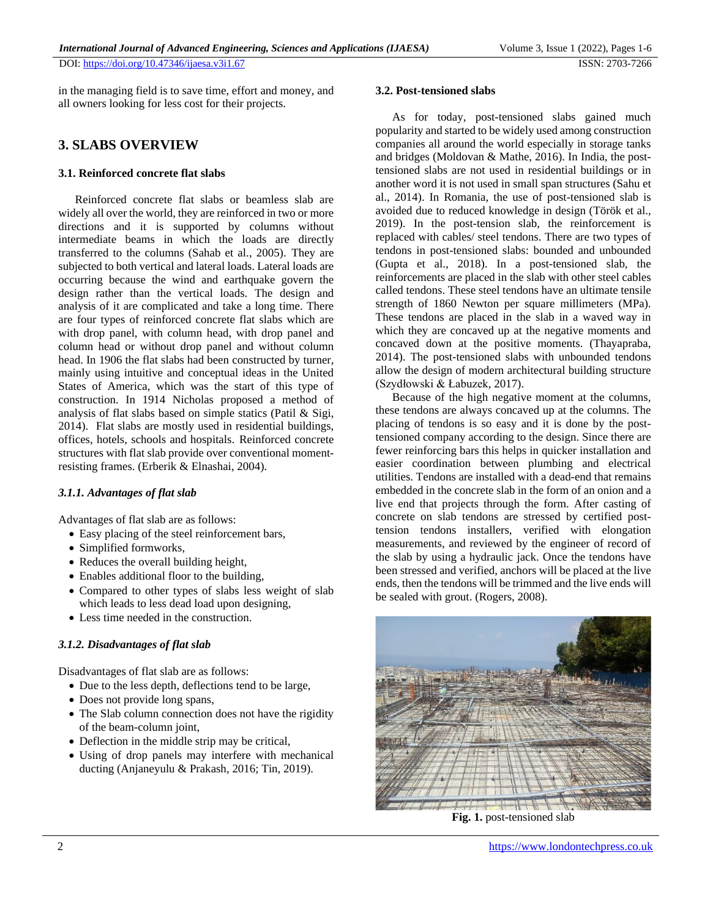in the managing field is to save time, effort and money, and all owners looking for less cost for their projects.

## 3. SLABS OVERVIEW

### 3.1. Reinforced concrete flat slabs

Reinforced concrete flat slabs or beamless slab are widely all over the world, they are reinforced in two or more directions and it is supported by columns without intermediate beams in which the loads are directly transferred to the columns (Sahab et al., 2005). They are subjected to both vertical and lateral loads. Lateral loads are occurring because the wind and earthquake govern the design rather than the vertical loads. The design and analysis of it are complicated and take a long time. There are four types of reinforced concrete flat slabs which are with drop panel, with column head, with drop panel and column head or without drop panel and without column head. In 1906 the flat slabs had been constructed by turner, mainly using intuitive and conceptual ideas in the United States of America, which was the start of this type of construction. In 1914 Nicholas proposed a method of analysis of flat slabs based on simple statics (Patil & Sigi, 2014). Flat slabs are mostly used in residential buildings, offices, hotels, schools and hospitals. Reinforced concrete structures with flat slab provide over conventional moment-resisting frames. (Erberik & Elnashai, 2004).

#### *3.1.1. Advantages of flat slab*

Advantages of flat slab are as follows:

- Easy placing of the steel reinforcement bars,
- Simplified formworks,
- Reduces the overall building height,
- Enables additional floor to the building,
- Compared to other types of slabs less weight of slab which leads to less dead load upon designing,
- Less time needed in the construction.

#### *3.1.2. Disadvantages of flat slab*

Disadvantages of flat slab are as follows:

- Due to the less depth, deflections tend to be large,
- Does not provide long spans,
- The Slab column connection does not have the rigidity of the beam-column joint,
- Deflection in the middle strip may be critical,
- Using of drop panels may interfere with mechanical ducting (Anjaneyulu & Prakash, 2016; Tin, 2019).

### 3.2. Post-tensioned slabs

As for today, post-tensioned slabs gained much popularity and started to be widely used among construction companies all around the world especially in storage tanks and bridges (Moldovan & Mathe, 2016). In India, the post-tensioned slabs are not used in residential buildings or in another word it is not used in small span structures (Sahu et al., 2014). In Romania, the use of post-tensioned slab is avoided due to reduced knowledge in design (Török et al., 2019). In the post-tension slab, the reinforcement is replaced with cables/ steel tendons. There are two types of tendons in post-tensioned slabs: bounded and unbounded (Gupta et al., 2018). In a post-tensioned slab, the reinforcements are placed in the slab with other steel cables called tendons. These steel tendons have an ultimate tensile strength of 1860 Newton per square millimeters (MPa). These tendons are placed in the slab in a waved way in which they are concaved up at the negative moments and concaved down at the positive moments. (Thayapraba, 2014). The post-tensioned slabs with unbounded tendons allow the design of modern architectural building structure (Szydłowski & Łabuzek, 2017).

Because of the high negative moment at the columns, these tendons are always concaved up at the columns. The placing of tendons is so easy and it is done by the post-tensioned company according to the design. Since there are fewer reinforcing bars this helps in quicker installation and easier coordination between plumbing and electrical utilities. Tendons are installed with a dead-end that remains embedded in the concrete slab in the form of an onion and a live end that projects through the form. After casting of concrete on slab tendons are stressed by certified post-tension tendons installers, verified with elongation measurements, and reviewed by the engineer of record of the slab by using a hydraulic jack. Once the tendons have been stressed and verified, anchors will be placed at the live ends, then the tendons will be trimmed and the live ends will be sealed with grout. (Rogers, 2008).

**Fig. 1.** post-tensioned slab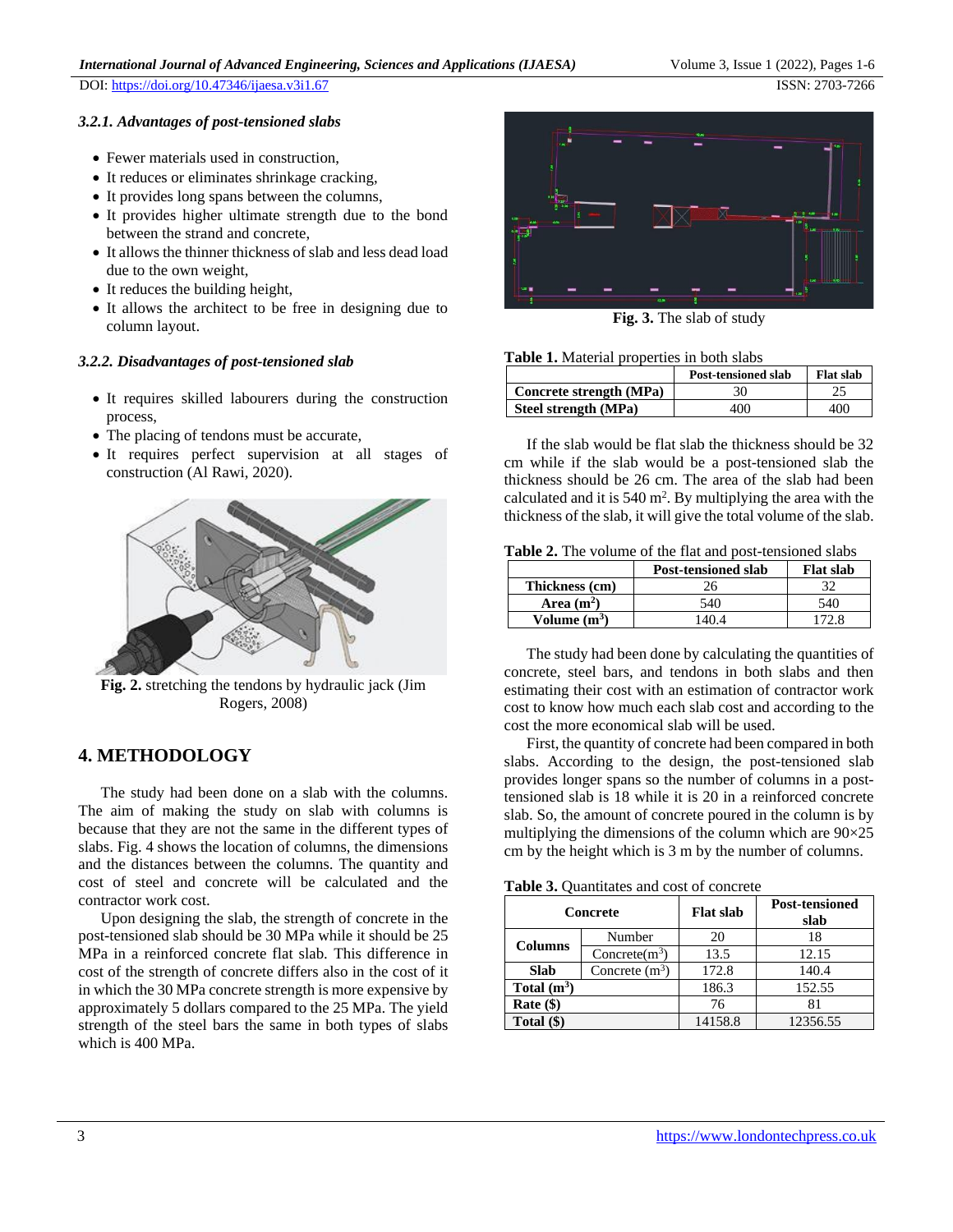#### 3.2.1. Advantages of post-tensioned slabs

- Fewer materials used in construction,
- It reduces or eliminates shrinkage cracking,
- It provides long spans between the columns,
- It provides higher ultimate strength due to the bond between the strand and concrete,
- It allows the thinner thickness of slab and less dead load due to the own weight,
- It reduces the building height,
- It allows the architect to be free in designing due to column layout.

#### 3.2.2. Disadvantages of post-tensioned slab

- It requires skilled labourers during the construction process,
- The placing of tendons must be accurate,
- It requires perfect supervision at all stages of construction (Al Rawi, 2020).

**Fig. 2.** stretching the tendons by hydraulic jack (Jim Rogers, 2008)

## 4. METHODOLOGY

The study had been done on a slab with the columns. The aim of making the study on slab with columns is because that they are not the same in the different types of slabs. Fig. 4 shows the location of columns, the dimensions and the distances between the columns. The quantity and cost of steel and concrete will be calculated and the contractor work cost.

Upon designing the slab, the strength of concrete in the post-tensioned slab should be 30 MPa while it should be 25 MPa in a reinforced concrete flat slab. This difference in cost of the strength of concrete differs also in the cost of it in which the 30 MPa concrete strength is more expensive by approximately 5 dollars compared to the 25 MPa. The yield strength of the steel bars the same in both types of slabs which is 400 MPa.

**Fig. 3.** The slab of study

**Table 1.** Material properties in both slabs

| | Post-tensioned slab | Flat slab |
|---|---|---|
| **Concrete strength (MPa)** | 30 | 25 |
| **Steel strength (MPa)** | 400 | 400 |

If the slab would be flat slab the thickness should be 32 cm while if the slab would be a post-tensioned slab the thickness should be 26 cm. The area of the slab had been calculated and it is 540 m². By multiplying the area with the thickness of the slab, it will give the total volume of the slab.

**Table 2.** The volume of the flat and post-tensioned slabs

| | Post-tensioned slab | Flat slab |
|---|---|---|
| **Thickness (cm)** | 26 | 32 |
| **Area ($m^2$)** | 540 | 540 |
| **Volume ($m^3$)** | 140.4 | 172.8 |

The study had been done by calculating the quantities of concrete, steel bars, and tendons in both slabs and then estimating their cost with an estimation of contractor work cost to know how much each slab cost and according to the cost the more economical slab will be used.

First, the quantity of concrete had been compared in both slabs. According to the design, the post-tensioned slab provides longer spans so the number of columns in a post-tensioned slab is 18 while it is 20 in a reinforced concrete slab. So, the amount of concrete poured in the column is by multiplying the dimensions of the column which are 90×25 cm by the height which is 3 m by the number of columns.

**Table 3.** Quantitates and cost of concrete

| Concrete | | Flat slab | Post-tensioned slab |
|---|---|---|---|
| **Columns** | Number | 20 | 18 |
| | Concrete($m^3$) | 13.5 | 12.15 |
| **Slab** | Concrete ($m^3$) | 172.8 | 140.4 |
| **Total ($m^3$)** | | 186.3 | 152.55 |
| **Rate ($)** | | 76 | 81 |
| **Total ($)** | | 14158.8 | 12356.55 |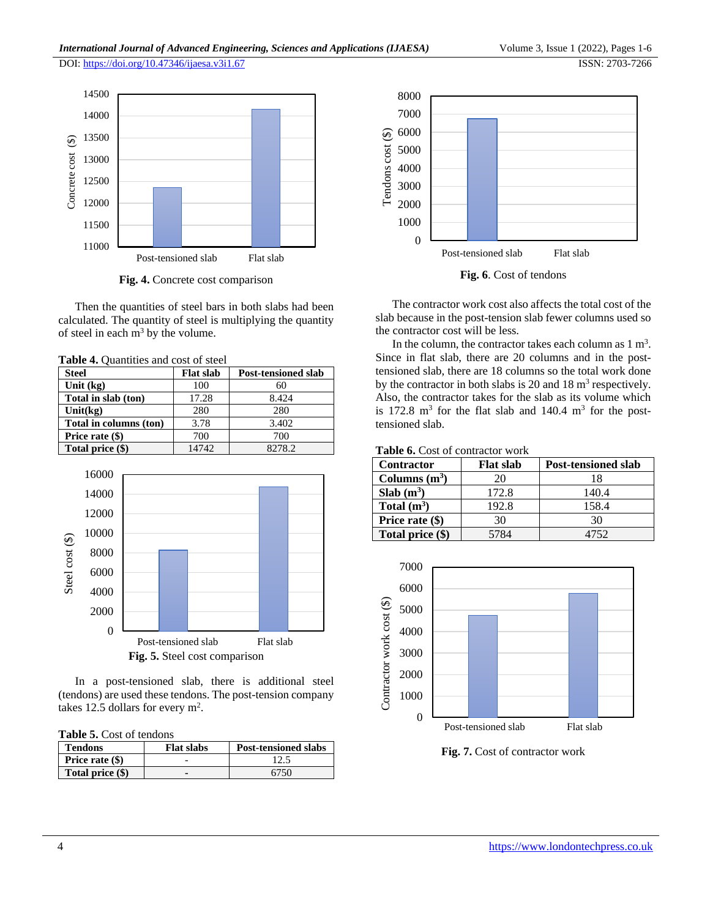Fig. 4. Concrete cost comparison

Then the quantities of steel bars in both slabs had been calculated. The quantity of steel is multiplying the quantity of steel in each m$^3$ by the volume.

**Table 4.** Quantities and cost of steel

| Steel | Flat slab | Post-tensioned slab |
| --- | --- | --- |
| Unit (kg) | 100 | 60 |
| Total in slab (ton) | 17.28 | 8.424 |
| Unit(kg) | 280 | 280 |
| Total in columns (ton) | 3.78 | 3.402 |
| Price rate ($) | 700 | 700 |
| Total price ($) | 14742 | 8278.2 |

**Fig. 5.** Steel cost comparison

In a post-tensioned slab, there is additional steel (tendons) are used these tendons. The post-tension company takes 12.5 dollars for every m$^2$.

**Table 5.** Cost of tendons

| Tendons | Flat slabs | Post-tensioned slabs |
| --- | --- | --- |
| Price rate ($) | - | 12.5 |
| Total price ($) | - | 6750 |

**Fig. 6**. Cost of tendons

The contractor work cost also affects the total cost of the slab because in the post-tension slab fewer columns used so the contractor cost will be less.

In the column, the contractor takes each column as 1 m$^3$. Since in flat slab, there are 20 columns and in the post-tensioned slab, there are 18 columns so the total work done by the contractor in both slabs is 20 and 18 m$^3$ respectively. Also, the contractor takes for the slab as its volume which is 172.8 m$^3$ for the flat slab and 140.4 m$^3$ for the post-tensioned slab.

**Table 6.** Cost of contractor work

| Contractor | Flat slab | Post-tensioned slab |
| --- | --- | --- |
| Columns (m$^3$) | 20 | 18 |
| Slab (m$^3$) | 172.8 | 140.4 |
| Total (m$^3$) | 192.8 | 158.4 |
| Price rate ($) | 30 | 30 |
| Total price ($) | 5784 | 4752 |

**Fig. 7.** Cost of contractor work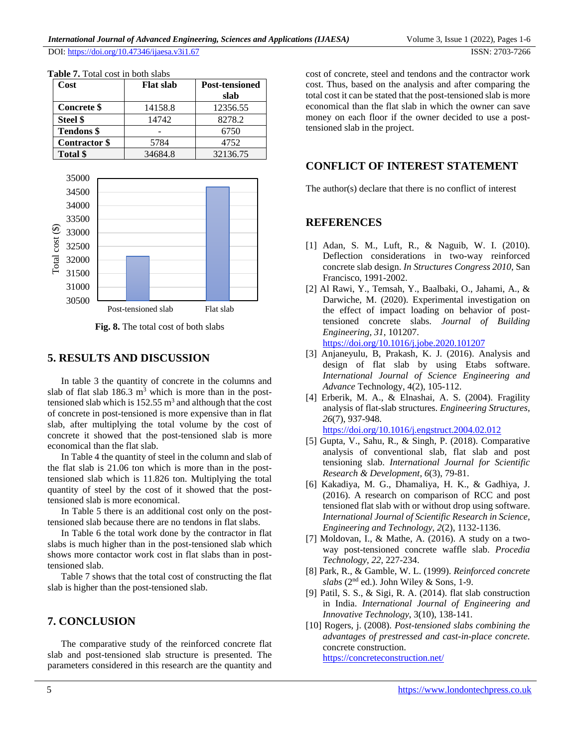**Table 7.** Total cost in both slabs

| Cost | Flat slab | Post-tensioned slab |
|---|---|---|
| **Concrete $** | 14158.8 | 12356.55 |
| **Steel $** | 14742 | 8278.2 |
| **Tendons $** | - | 6750 |
| **Contractor $** | 5784 | 4752 |
| **Total $** | 34684.8 | 32136.75 |

**Fig. 8.** The total cost of both slabs

## 5. RESULTS AND DISCUSSION

In table 3 the quantity of concrete in the columns and slab of flat slab 186.3 $m^3$ which is more than in the post-tensioned slab which is 152.55 $m^3$ and although that the cost of concrete in post-tensioned is more expensive than in flat slab, after multiplying the total volume by the cost of concrete it showed that the post-tensioned slab is more economical than the flat slab.

In Table 4 the quantity of steel in the column and slab of the flat slab is 21.06 ton which is more than in the post-tensioned slab which is 11.826 ton. Multiplying the total quantity of steel by the cost of it showed that the post-tensioned slab is more economical.

In Table 5 there is an additional cost only on the post-tensioned slab because there are no tendons in flat slabs.

In Table 6 the total work done by the contractor in flat slabs is much higher than in the post-tensioned slab which shows more contactor work cost in flat slabs than in post-tensioned slab.

Table 7 shows that the total cost of constructing the flat slab is higher than the post-tensioned slab.

## 7. CONCLUSION

The comparative study of the reinforced concrete flat slab and post-tensioned slab structure is presented. The parameters considered in this research are the quantity and cost of concrete, steel and tendons and the contractor work cost. Thus, based on the analysis and after comparing the total cost it can be stated that the post-tensioned slab is more economical than the flat slab in which the owner can save money on each floor if the owner decided to use a post-tensioned slab in the project.

## CONFLICT OF INTEREST STATEMENT

The author(s) declare that there is no conflict of interest

## REFERENCES

[1] Adan, S. M., Luft, R., & Naguib, W. I. (2010). Deflection considerations in two-way reinforced concrete slab design. *In Structures Congress 2010*, San Francisco, 1991-2002.

[2] Al Rawi, Y., Temsah, Y., Baalbaki, O., Jahami, A., & Darwiche, M. (2020). Experimental investigation on the effect of impact loading on behavior of post-tensioned concrete slabs. *Journal of Building Engineering*, *31*, 101207. https://doi.org/10.1016/j.jobe.2020.101207

[3] Anjaneyulu, B, Prakash, K. J. (2016). Analysis and design of flat slab by using Etabs software. *International Journal of Science Engineering and Advance* Technology, 4(2), 105-112.

[4] Erberik, M. A., & Elnashai, A. S. (2004). Fragility analysis of flat-slab structures. *Engineering Structures*, *26*(7), 937-948. https://doi.org/10.1016/j.engstruct.2004.02.012

[5] Gupta, V., Sahu, R., & Singh, P. (2018). Comparative analysis of conventional slab, flat slab and post tensioning slab. *International Journal for Scientific Research & Development*, *6*(3), 79-81.

[6] Kakadiya, M. G., Dhamaliya, H. K., & Gadhiya, J. (2016). A research on comparison of RCC and post tensioned flat slab with or without drop using software. *International Journal of Scientific Research in Science, Engineering and Technology*, *2*(2), 1132-1136.

[7] Moldovan, I., & Mathe, A. (2016). A study on a two-way post-tensioned concrete waffle slab. *Procedia Technology*, *22*, 227-234.

[8] Park, R., & Gamble, W. L. (1999). *Reinforced concrete slabs* (2nd ed.). John Wiley & Sons, 1-9.

[9] Patil, S. S., & Sigi, R. A. (2014). flat slab construction in India. *International Journal of Engineering and Innovative Technology*, 3(10), 138-141.

[10] Rogers, j. (2008). *Post-tensioned slabs combining the advantages of prestressed and cast-in-place concrete.* concrete construction. https://concreteconstruction.net/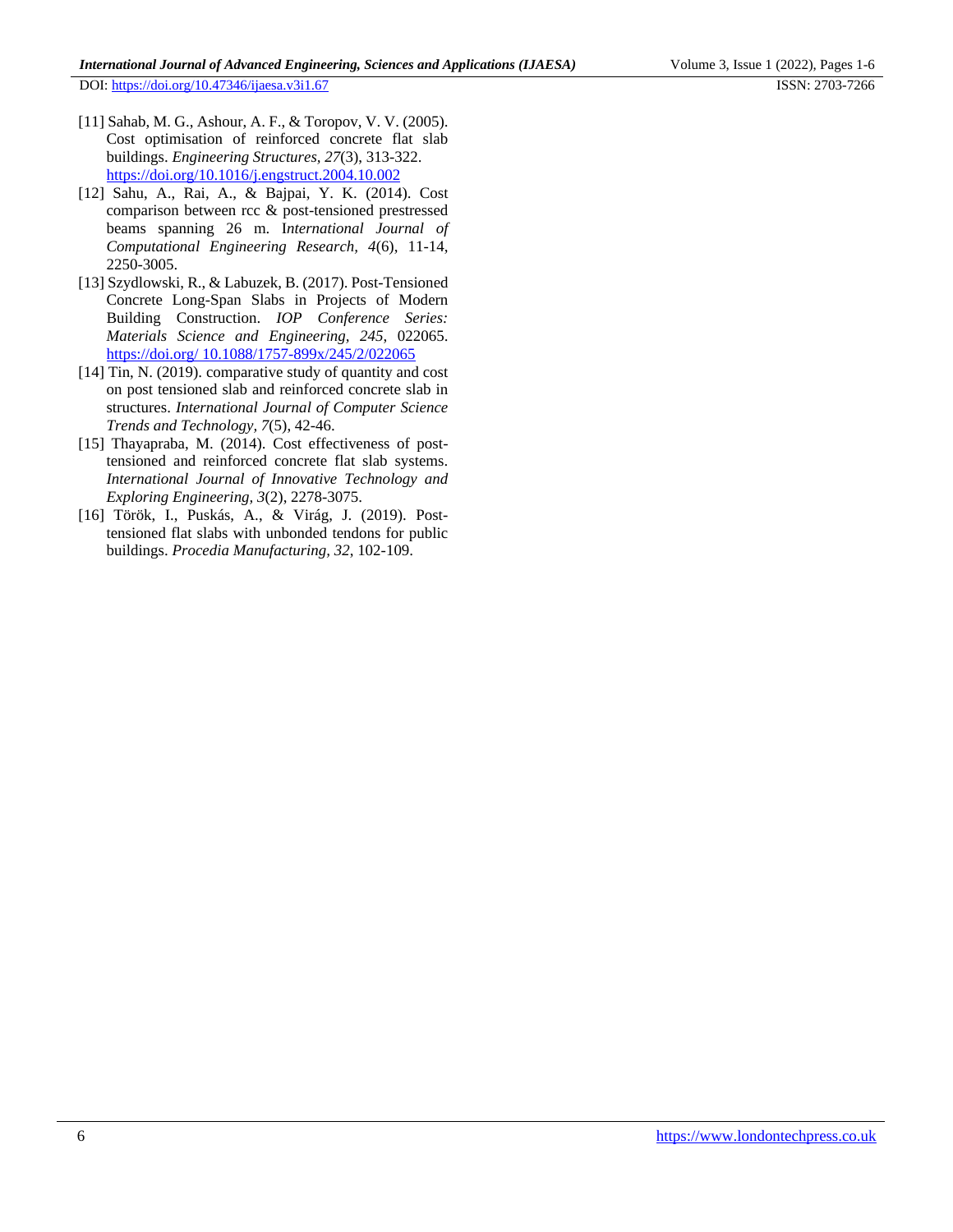[11] Sahab, M. G., Ashour, A. F., & Toropov, V. V. (2005). Cost optimisation of reinforced concrete flat slab buildings. *Engineering Structures, 27*(3), 313-322. https://doi.org/10.1016/j.engstruct.2004.10.002

[12] Sahu, A., Rai, A., & Bajpai, Y. K. (2014). Cost comparison between rcc & post-tensioned prestressed beams spanning 26 m. I*nternational Journal of Computational Engineering Research, 4*(6), 11-14, 2250-3005.

[13] Szydlowski, R., & Labuzek, B. (2017). Post-Tensioned Concrete Long-Span Slabs in Projects of Modern Building Construction. *IOP Conference Series: Materials Science and Engineering, 245*, 022065. https://doi.org/ 10.1088/1757-899x/245/2/022065

[14] Tin, N. (2019). comparative study of quantity and cost on post tensioned slab and reinforced concrete slab in structures. *International Journal of Computer Science Trends and Technology, 7*(5), 42-46.

[15] Thayapraba, M. (2014). Cost effectiveness of post-tensioned and reinforced concrete flat slab systems. *International Journal of Innovative Technology and Exploring Engineering, 3*(2), 2278-3075.

[16] Török, I., Puskás, A., & Virág, J. (2019). Post-tensioned flat slabs with unbonded tendons for public buildings. *Procedia Manufacturing, 32*, 102-109.